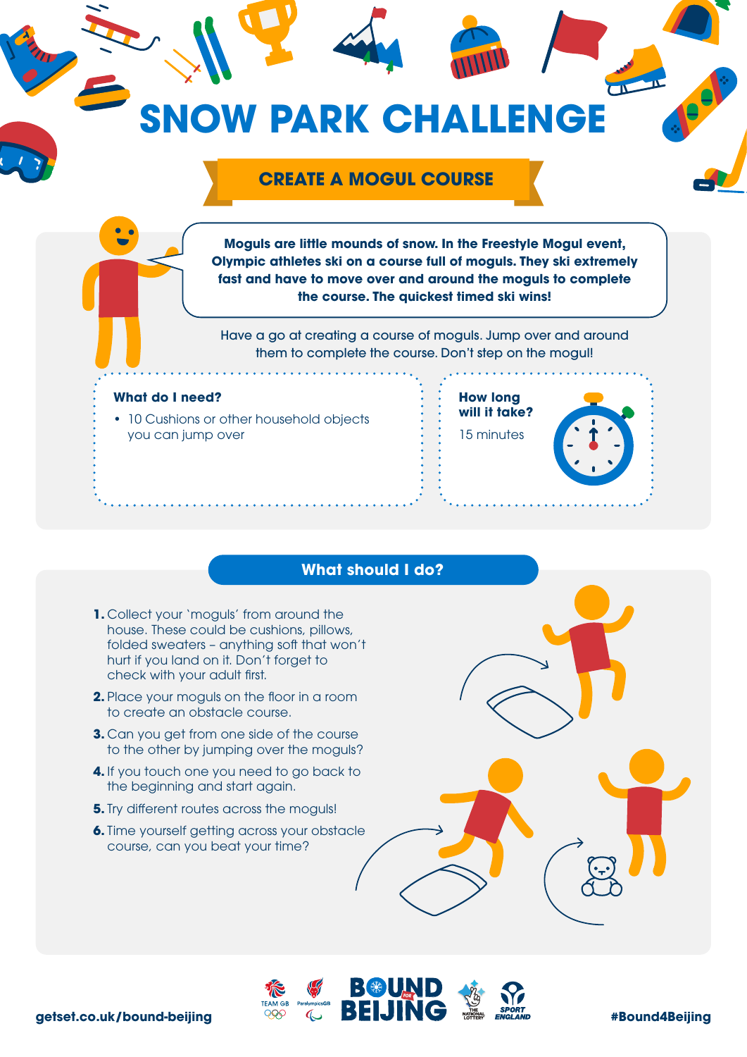# SNOW PARK CHALLENGE

## CREATE A MOGUL COURSE

**Moguls are little mounds of snow. In the Freestyle Mogul event, Olympic athletes ski on a course full of moguls. They ski extremely fast and have to move over and around the moguls to complete the course. The quickest timed ski wins!**

Have a go at creating a course of moguls. Jump over and around them to complete the course. Don't step on the mogul!

### What do I need?

- 10 Cushions or other household objects you can jump over

### How long will it take?

15 minutes

## What should I do?

1. Collect your 'moguls' from around the house. These could be cushions, pillows, folded sweaters – anything soft that won't hurt if you land on it. Don't forget to check with your adult first.
2. Place your moguls on the floor in a room to create an obstacle course.
3. Can you get from one side of the course to the other by jumping over the moguls?
4. If you touch one you need to go back to the beginning and start again.
5. Try different routes across the moguls!
6. Time yourself getting across your obstacle course, can you beat your time?

getset.co.uk/bound-beijing

#Bound4Beijing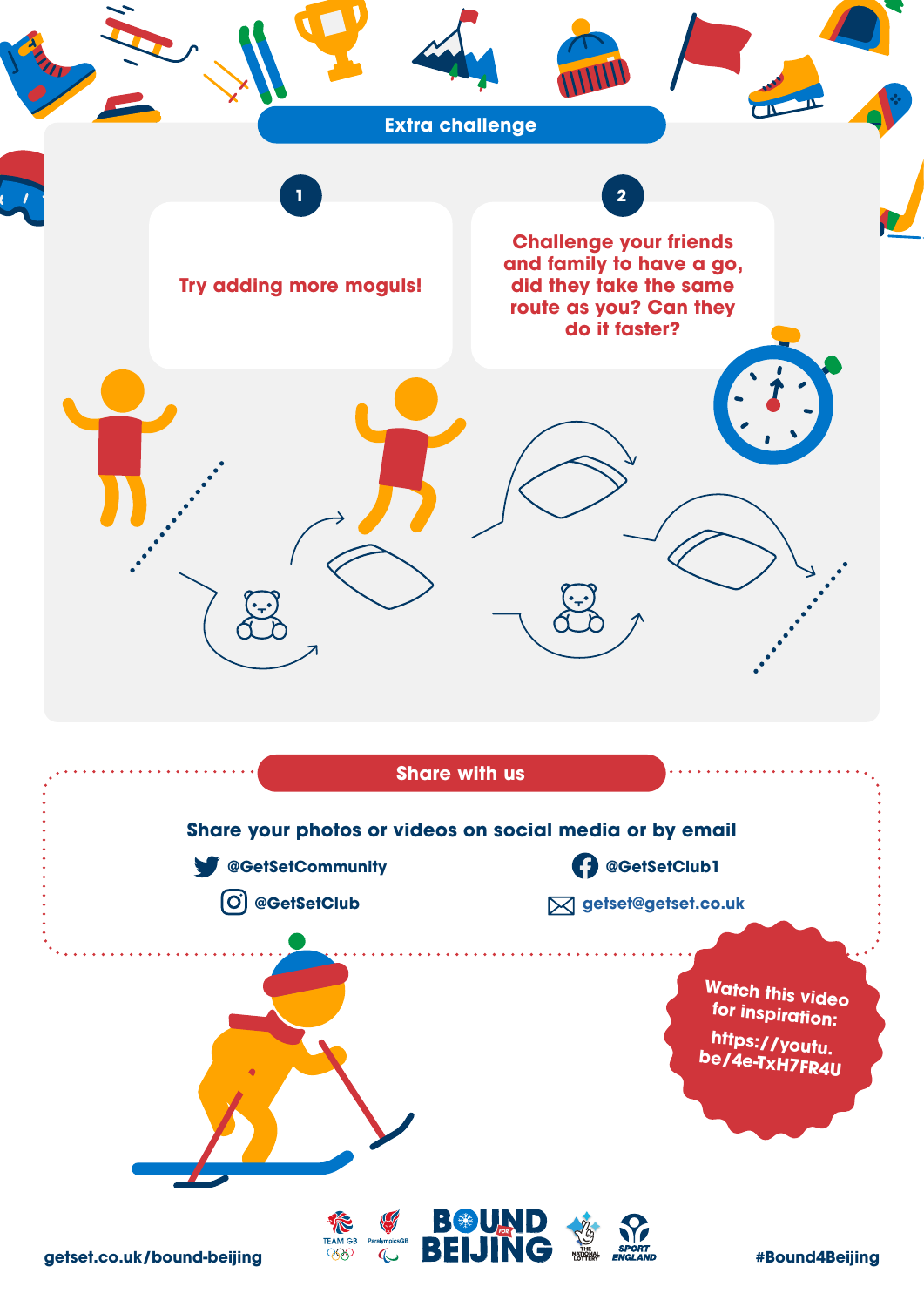## Extra challenge

**1**

Try adding more moguls!

**2**

Challenge your friends and family to have a go, did they take the same route as you? Can they do it faster?

## Share with us

**Share your photos or videos on social media or by email**

@GetSetCommunity

@GetSetClub1

@GetSetClub

getset@getset.co.uk

Watch this video for inspiration: https://youtu.be/4e-TxH7FR4U

getset.co.uk/bound-beijing

#Bound4Beijing